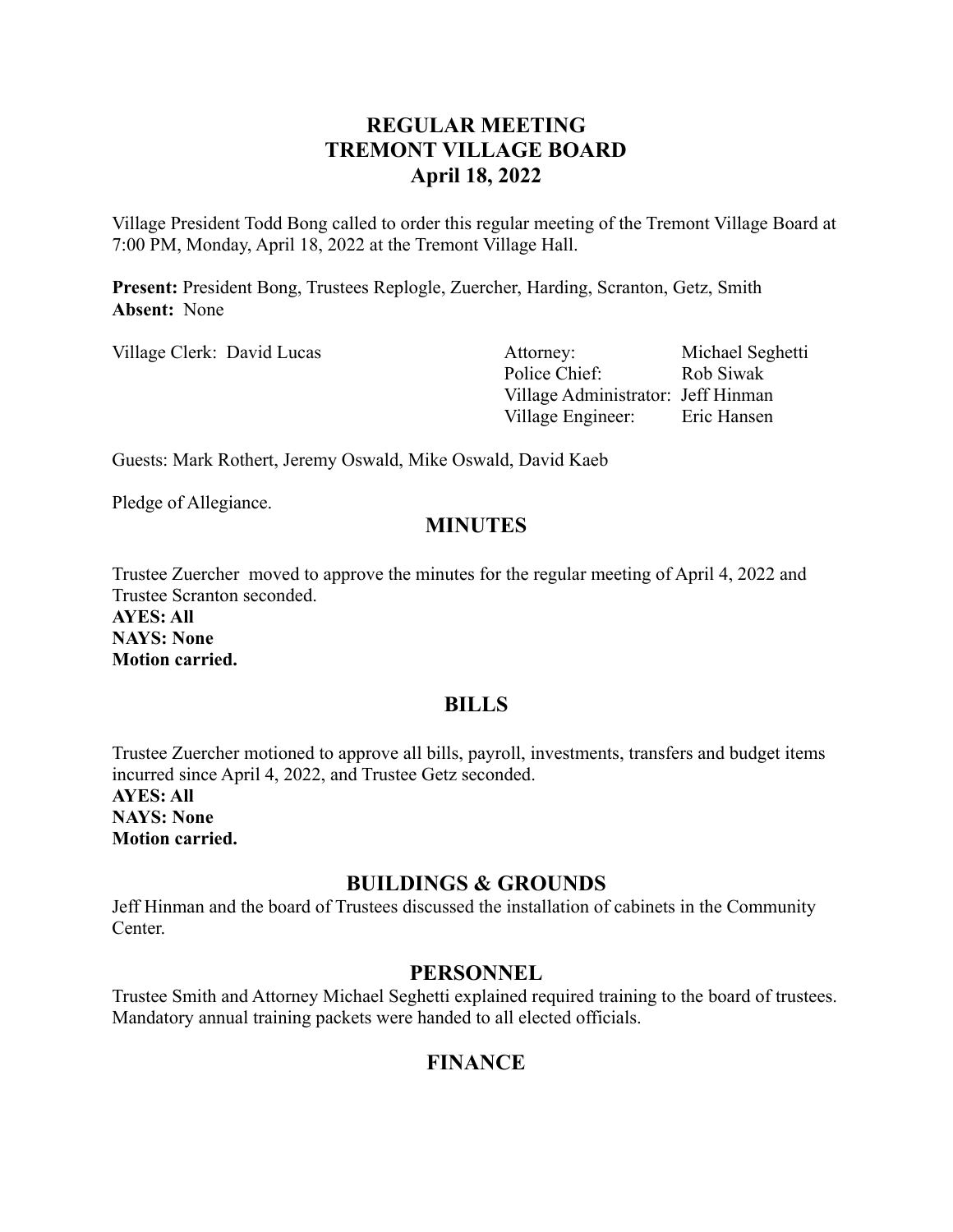# REGULAR MEETING
# TREMONT VILLAGE BOARD
# April 18, 2022

Village President Todd Bong called to order this regular meeting of the Tremont Village Board at 7:00 PM, Monday, April 18, 2022 at the Tremont Village Hall.

**Present:** President Bong, Trustees Replogle, Zuercher, Harding, Scranton, Getz, Smith
**Absent:** None

Village Clerk: David Lucas

| | |
|---|---|
| Attorney: | Michael Seghetti |
| Police Chief: | Rob Siwak |
| Village Administrator: | Jeff Hinman |
| Village Engineer: | Eric Hansen |

Guests: Mark Rothert, Jeremy Oswald, Mike Oswald, David Kaeb

Pledge of Allegiance.

## MINUTES

Trustee Zuercher moved to approve the minutes for the regular meeting of April 4, 2022 and Trustee Scranton seconded.
**AYES: All**
**NAYS: None**
**Motion carried.**

## BILLS

Trustee Zuercher motioned to approve all bills, payroll, investments, transfers and budget items incurred since April 4, 2022, and Trustee Getz seconded.
**AYES: All**
**NAYS: None**
**Motion carried.**

## BUILDINGS & GROUNDS

Jeff Hinman and the board of Trustees discussed the installation of cabinets in the Community Center.

## PERSONNEL

Trustee Smith and Attorney Michael Seghetti explained required training to the board of trustees. Mandatory annual training packets were handed to all elected officials.

## FINANCE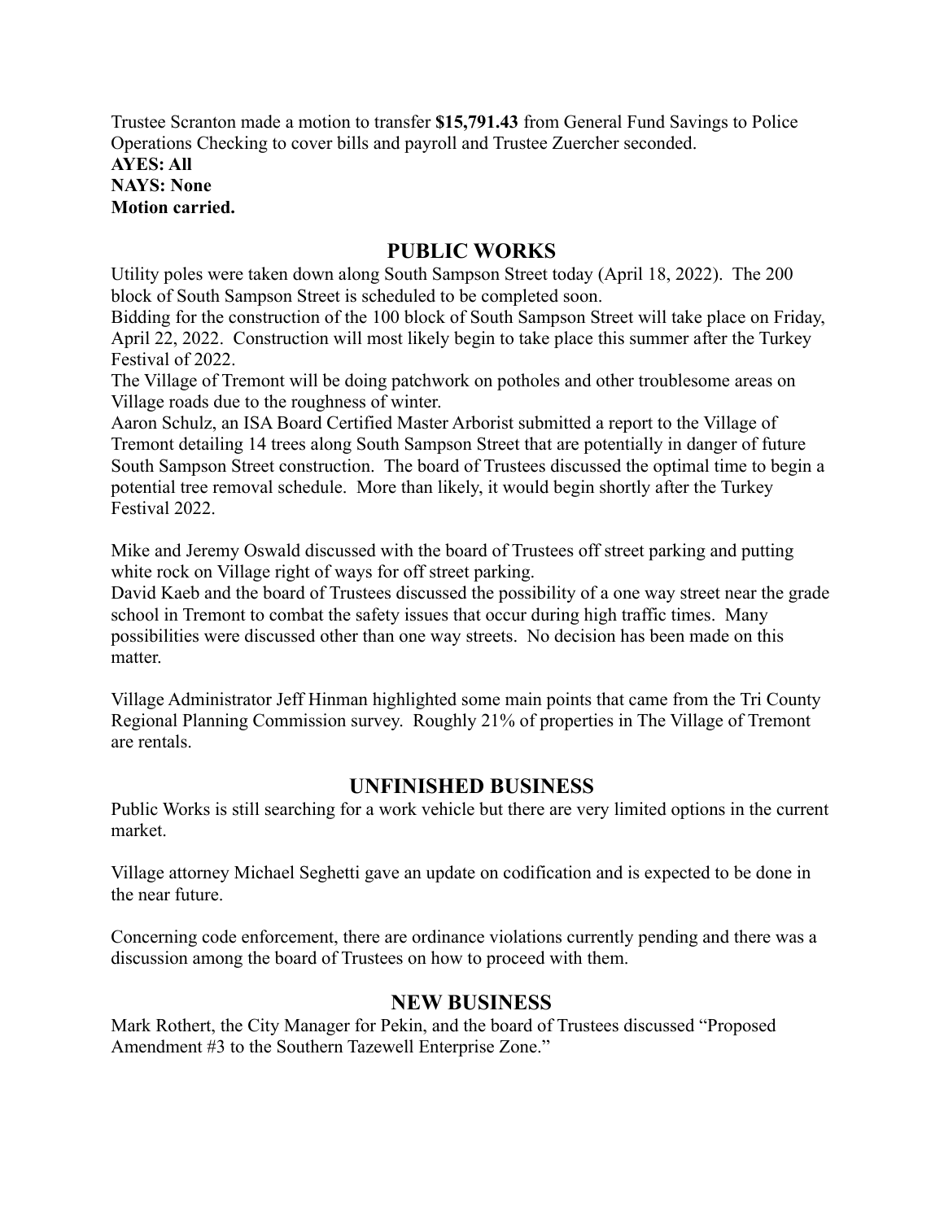Trustee Scranton made a motion to transfer **$15,791.43** from General Fund Savings to Police Operations Checking to cover bills and payroll and Trustee Zuercher seconded.
**AYES: All**
**NAYS: None**
**Motion carried.**

## PUBLIC WORKS

Utility poles were taken down along South Sampson Street today (April 18, 2022). The 200 block of South Sampson Street is scheduled to be completed soon.
Bidding for the construction of the 100 block of South Sampson Street will take place on Friday, April 22, 2022. Construction will most likely begin to take place this summer after the Turkey Festival of 2022.
The Village of Tremont will be doing patchwork on potholes and other troublesome areas on Village roads due to the roughness of winter.
Aaron Schulz, an ISA Board Certified Master Arborist submitted a report to the Village of Tremont detailing 14 trees along South Sampson Street that are potentially in danger of future South Sampson Street construction. The board of Trustees discussed the optimal time to begin a potential tree removal schedule. More than likely, it would begin shortly after the Turkey Festival 2022.

Mike and Jeremy Oswald discussed with the board of Trustees off street parking and putting white rock on Village right of ways for off street parking.
David Kaeb and the board of Trustees discussed the possibility of a one way street near the grade school in Tremont to combat the safety issues that occur during high traffic times. Many possibilities were discussed other than one way streets. No decision has been made on this matter.

Village Administrator Jeff Hinman highlighted some main points that came from the Tri County Regional Planning Commission survey. Roughly 21% of properties in The Village of Tremont are rentals.

## UNFINISHED BUSINESS

Public Works is still searching for a work vehicle but there are very limited options in the current market.

Village attorney Michael Seghetti gave an update on codification and is expected to be done in the near future.

Concerning code enforcement, there are ordinance violations currently pending and there was a discussion among the board of Trustees on how to proceed with them.

## NEW BUSINESS

Mark Rothert, the City Manager for Pekin, and the board of Trustees discussed "Proposed Amendment #3 to the Southern Tazewell Enterprise Zone."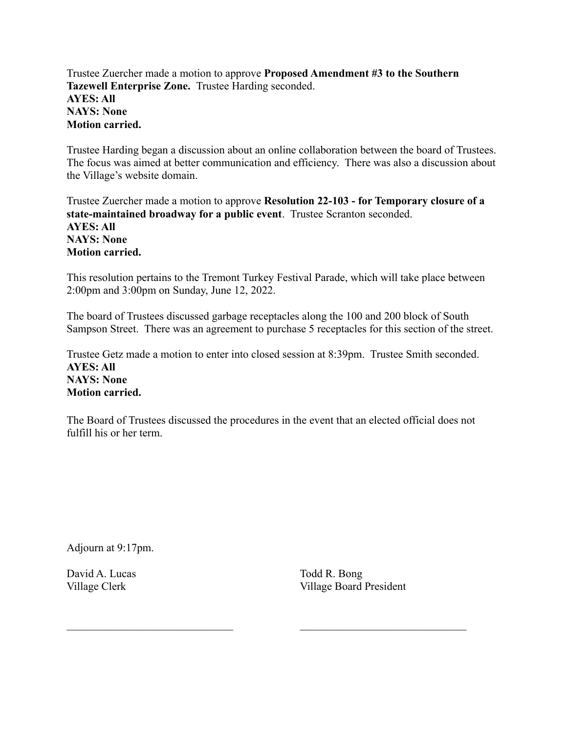Trustee Zuercher made a motion to approve **Proposed Amendment #3 to the Southern Tazewell Enterprise Zone.** Trustee Harding seconded.
**AYES: All**
**NAYS: None**
**Motion carried.**

Trustee Harding began a discussion about an online collaboration between the board of Trustees. The focus was aimed at better communication and efficiency. There was also a discussion about the Village's website domain.

Trustee Zuercher made a motion to approve **Resolution 22-103 - for Temporary closure of a state-maintained broadway for a public event**. Trustee Scranton seconded.
**AYES: All**
**NAYS: None**
**Motion carried.**

This resolution pertains to the Tremont Turkey Festival Parade, which will take place between 2:00pm and 3:00pm on Sunday, June 12, 2022.

The board of Trustees discussed garbage receptacles along the 100 and 200 block of South Sampson Street. There was an agreement to purchase 5 receptacles for this section of the street.

Trustee Getz made a motion to enter into closed session at 8:39pm. Trustee Smith seconded.
**AYES: All**
**NAYS: None**
**Motion carried.**

The Board of Trustees discussed the procedures in the event that an elected official does not fulfill his or her term.

Adjourn at 9:17pm.

David A. Lucas
Village Clerk

\_\_\_\_\_\_\_\_\_\_\_\_\_\_\_\_\_\_\_\_\_\_\_\_\_\_\_\_\_\_

Todd R. Bong
Village Board President

\_\_\_\_\_\_\_\_\_\_\_\_\_\_\_\_\_\_\_\_\_\_\_\_\_\_\_\_\_\_